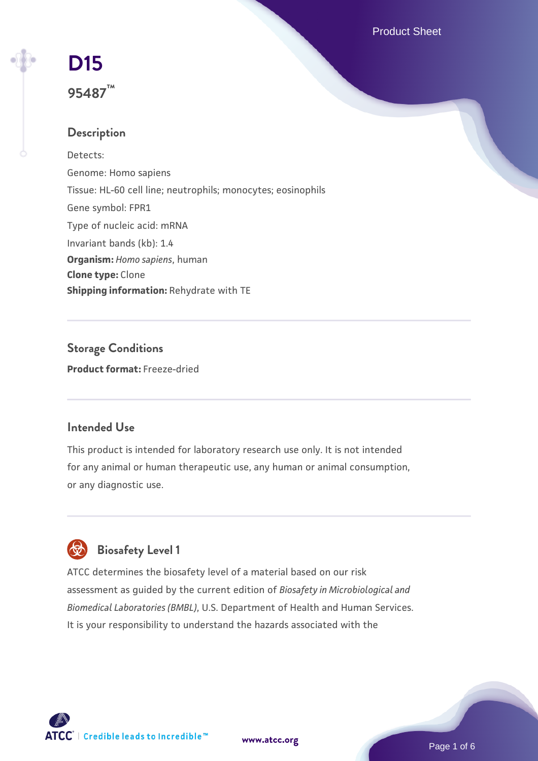# D15

## 95487™

### Description

Detects:

Genome: Homo sapiens

Tissue: HL-60 cell line; neutrophils; monocytes; eosinophils

Gene symbol: FPR1

Type of nucleic acid: mRNA

Invariant bands (kb): 1.4

**Organism:** *Homo sapiens*, human

**Clone type:** Clone

**Shipping information:** Rehydrate with TE

### Storage Conditions

**Product format:** Freeze-dried

### Intended Use

This product is intended for laboratory research use only. It is not intended for any animal or human therapeutic use, any human or animal consumption, or any diagnostic use.

### Biosafety Level 1

ATCC determines the biosafety level of a material based on our risk assessment as guided by the current edition of *Biosafety in Microbiological and Biomedical Laboratories (BMBL)*, U.S. Department of Health and Human Services. It is your responsibility to understand the hazards associated with the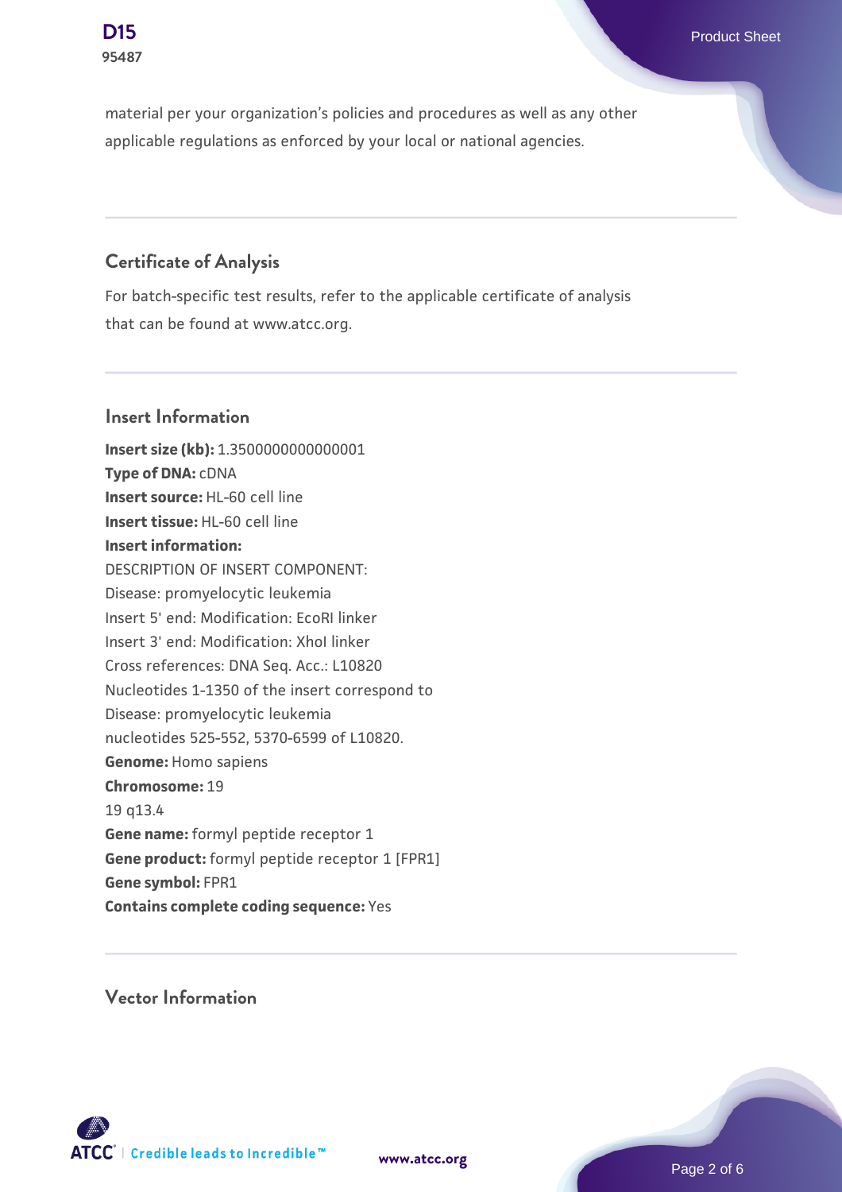material per your organization's policies and procedures as well as any other applicable regulations as enforced by your local or national agencies.

## Certificate of Analysis

For batch-specific test results, refer to the applicable certificate of analysis that can be found at www.atcc.org.

## Insert Information

**Insert size (kb):** 1.3500000000000001
**Type of DNA:** cDNA
**Insert source:** HL-60 cell line
**Insert tissue:** HL-60 cell line
**Insert information:**
DESCRIPTION OF INSERT COMPONENT:
Disease: promyelocytic leukemia
Insert 5' end: Modification: EcoRI linker
Insert 3' end: Modification: XhoI linker
Cross references: DNA Seq. Acc.: L10820
Nucleotides 1-1350 of the insert correspond to
Disease: promyelocytic leukemia
nucleotides 525-552, 5370-6599 of L10820.
**Genome:** Homo sapiens
**Chromosome:** 19
19 q13.4
**Gene name:** formyl peptide receptor 1
**Gene product:** formyl peptide receptor 1 [FPR1]
**Gene symbol:** FPR1
**Contains complete coding sequence:** Yes

## Vector Information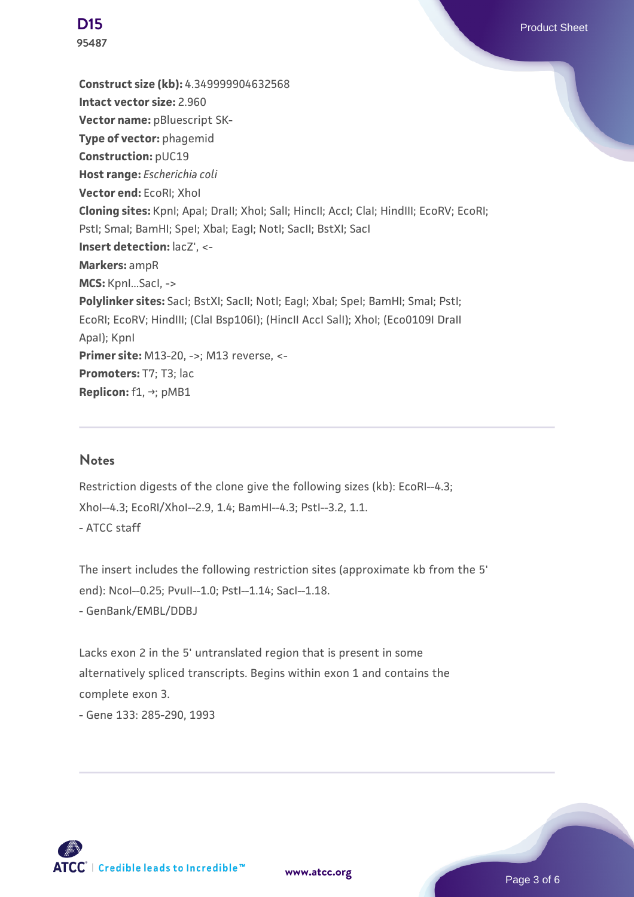**Construct size (kb):** 4.349999904632568
**Intact vector size:** 2.960
**Vector name:** pBluescript SK-
**Type of vector:** phagemid
**Construction:** pUC19
**Host range:** *Escherichia coli*
**Vector end:** EcoRI; XhoI
**Cloning sites:** KpnI; ApaI; DraII; XhoI; SalI; HincII; AccI; ClaI; HindIII; EcoRV; EcoRI; PstI; SmaI; BamHI; SpeI; XbaI; EagI; NotI; SacII; BstXI; SacI
**Insert detection:** lacZ', <-
**Markers:** ampR
**MCS:** KpnI...SacI, ->
**Polylinker sites:** SacI; BstXI; SacII; NotI; EagI; XbaI; SpeI; BamHI; SmaI; PstI; EcoRI; EcoRV; HindIII; (ClaI Bsp106I); (HincII AccI SalI); XhoI; (Eco0109I DraII ApaI); KpnI
**Primer site:** M13-20, ->; M13 reverse, <-
**Promoters:** T7; T3; lac
**Replicon:** f1, →; pMB1

## Notes

Restriction digests of the clone give the following sizes (kb): EcoRI--4.3; XhoI--4.3; EcoRI/XhoI--2.9, 1.4; BamHI--4.3; PstI--3.2, 1.1.
- ATCC staff

The insert includes the following restriction sites (approximate kb from the 5' end): NcoI--0.25; PvuII--1.0; PstI--1.14; SacI--1.18.
- GenBank/EMBL/DDBJ

Lacks exon 2 in the 5' untranslated region that is present in some alternatively spliced transcripts. Begins within exon 1 and contains the complete exon 3.
- Gene 133: 285-290, 1993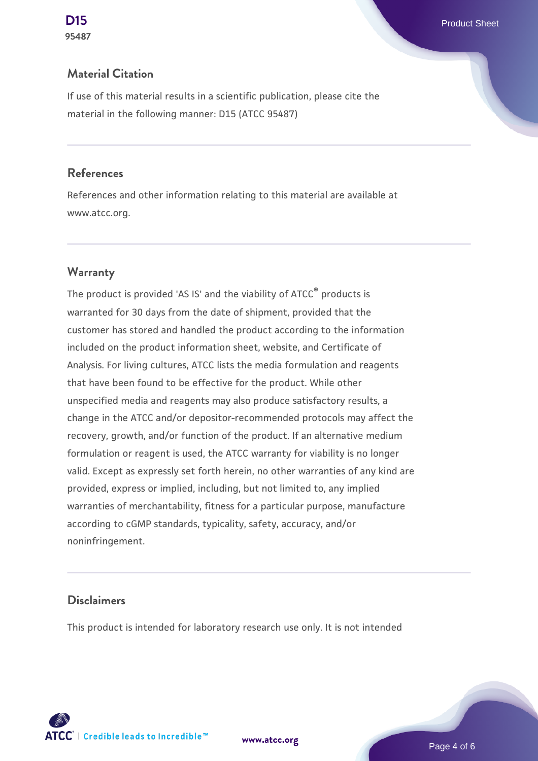## Material Citation

If use of this material results in a scientific publication, please cite the material in the following manner: D15 (ATCC 95487)

## References

References and other information relating to this material are available at www.atcc.org.

## Warranty

The product is provided 'AS IS' and the viability of ATCC® products is warranted for 30 days from the date of shipment, provided that the customer has stored and handled the product according to the information included on the product information sheet, website, and Certificate of Analysis. For living cultures, ATCC lists the media formulation and reagents that have been found to be effective for the product. While other unspecified media and reagents may also produce satisfactory results, a change in the ATCC and/or depositor-recommended protocols may affect the recovery, growth, and/or function of the product. If an alternative medium formulation or reagent is used, the ATCC warranty for viability is no longer valid. Except as expressly set forth herein, no other warranties of any kind are provided, express or implied, including, but not limited to, any implied warranties of merchantability, fitness for a particular purpose, manufacture according to cGMP standards, typicality, safety, accuracy, and/or noninfringement.

## Disclaimers

This product is intended for laboratory research use only. It is not intended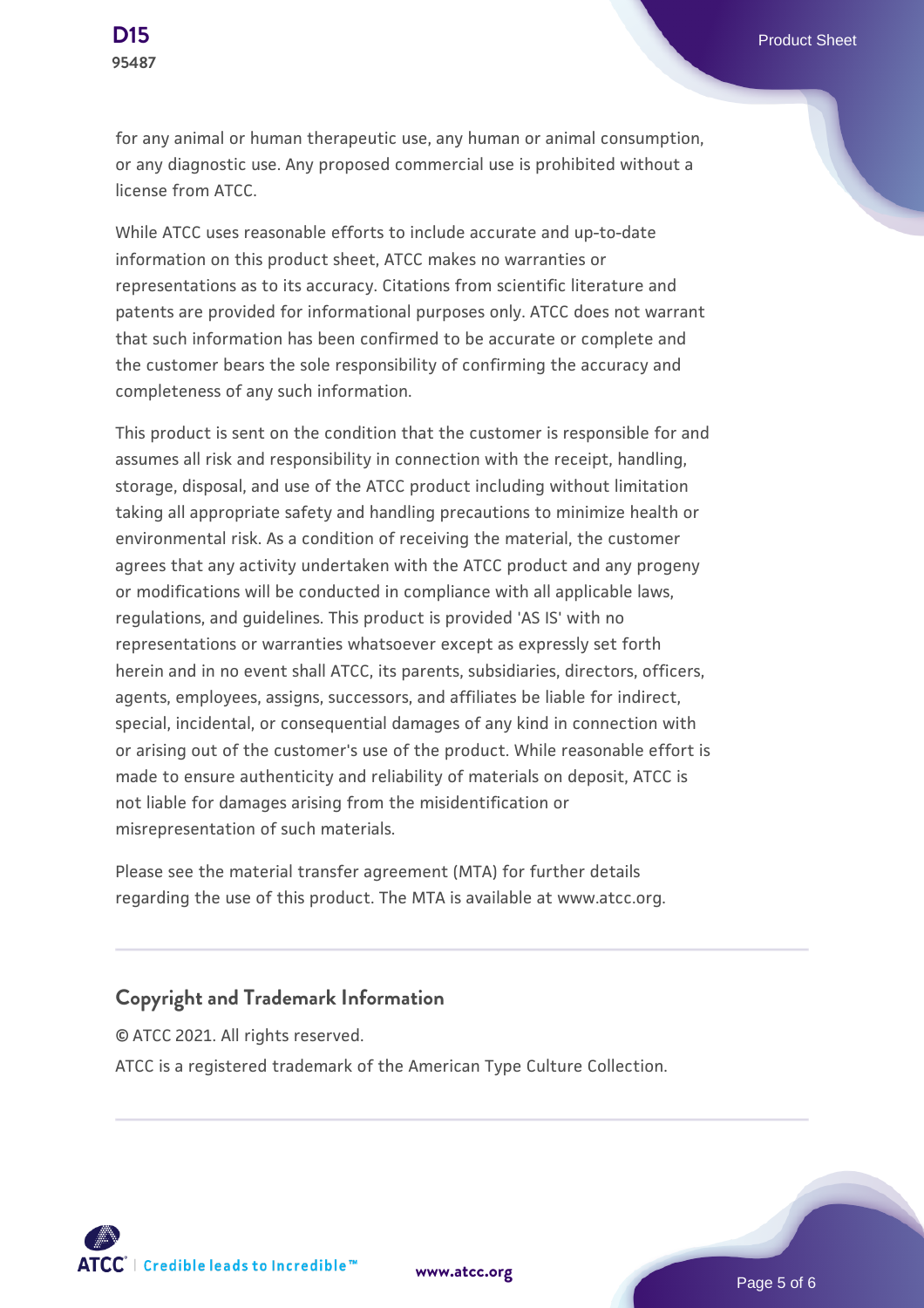for any animal or human therapeutic use, any human or animal consumption, or any diagnostic use. Any proposed commercial use is prohibited without a license from ATCC.

While ATCC uses reasonable efforts to include accurate and up-to-date information on this product sheet, ATCC makes no warranties or representations as to its accuracy. Citations from scientific literature and patents are provided for informational purposes only. ATCC does not warrant that such information has been confirmed to be accurate or complete and the customer bears the sole responsibility of confirming the accuracy and completeness of any such information.

This product is sent on the condition that the customer is responsible for and assumes all risk and responsibility in connection with the receipt, handling, storage, disposal, and use of the ATCC product including without limitation taking all appropriate safety and handling precautions to minimize health or environmental risk. As a condition of receiving the material, the customer agrees that any activity undertaken with the ATCC product and any progeny or modifications will be conducted in compliance with all applicable laws, regulations, and guidelines. This product is provided 'AS IS' with no representations or warranties whatsoever except as expressly set forth herein and in no event shall ATCC, its parents, subsidiaries, directors, officers, agents, employees, assigns, successors, and affiliates be liable for indirect, special, incidental, or consequential damages of any kind in connection with or arising out of the customer's use of the product. While reasonable effort is made to ensure authenticity and reliability of materials on deposit, ATCC is not liable for damages arising from the misidentification or misrepresentation of such materials.

Please see the material transfer agreement (MTA) for further details regarding the use of this product. The MTA is available at www.atcc.org.

## Copyright and Trademark Information

© ATCC 2021. All rights reserved.

ATCC is a registered trademark of the American Type Culture Collection.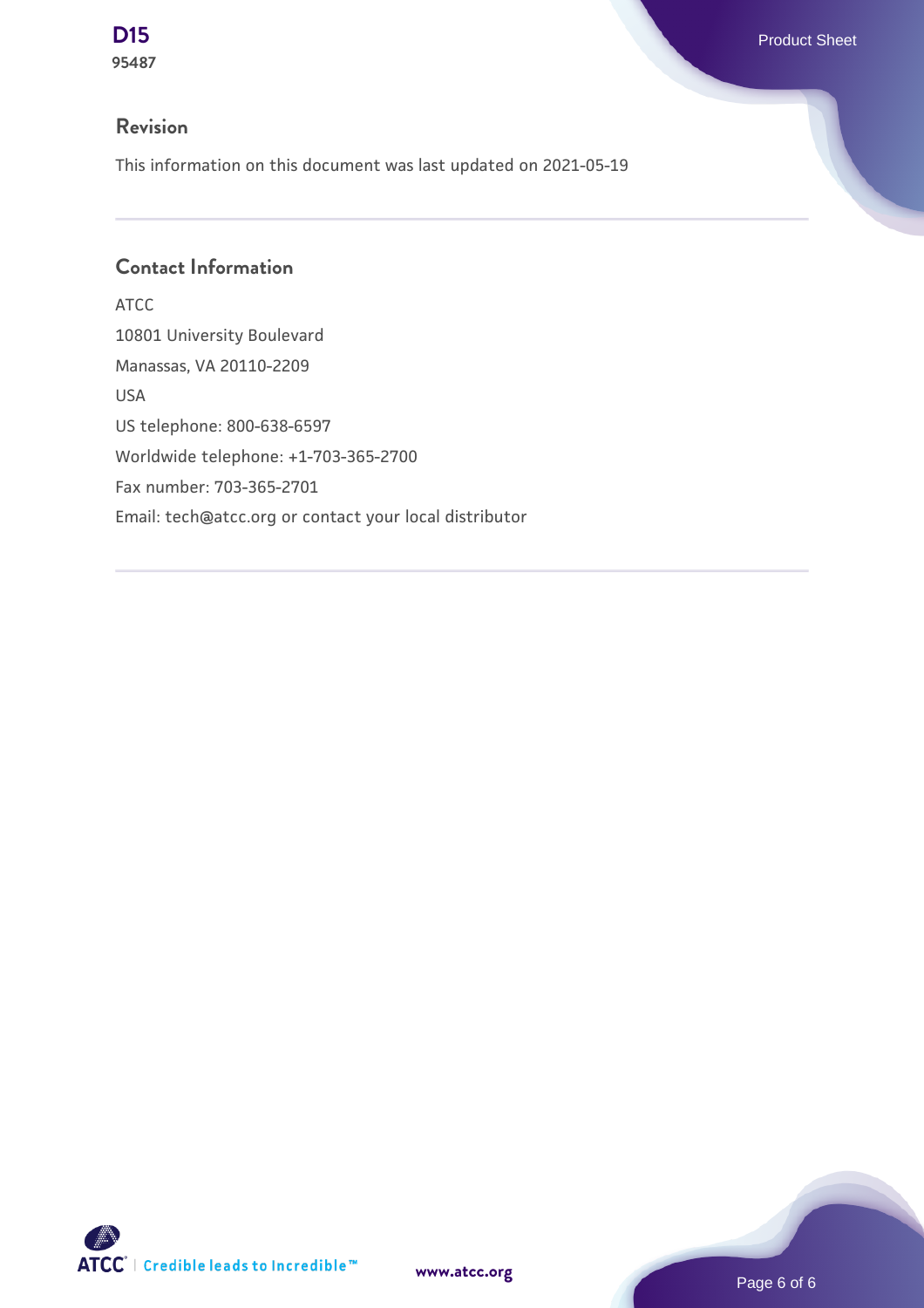## Revision

This information on this document was last updated on 2021-05-19

## Contact Information

ATCC
10801 University Boulevard
Manassas, VA 20110-2209
USA
US telephone: 800-638-6597
Worldwide telephone: +1-703-365-2700
Fax number: 703-365-2701
Email: tech@atcc.org or contact your local distributor